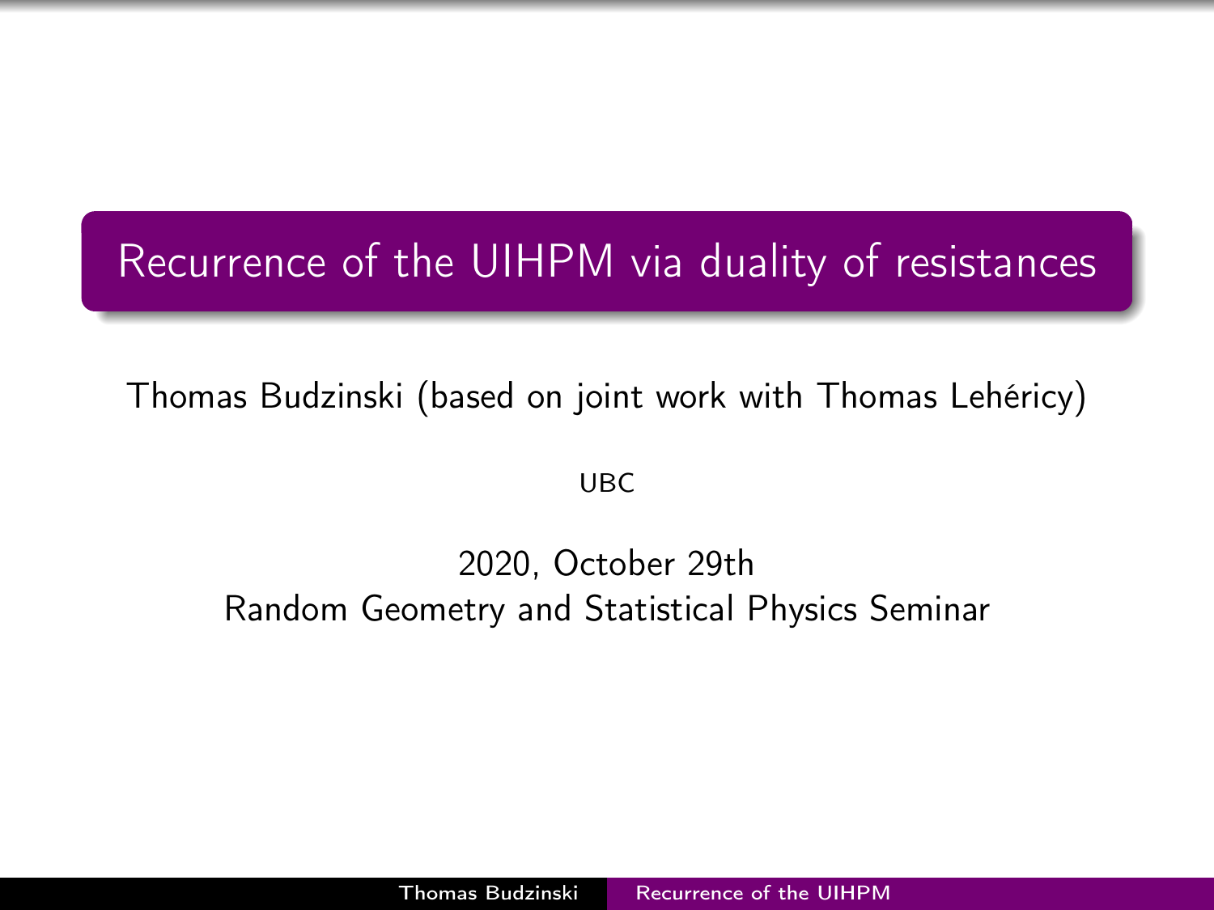# Recurrence of the UIHPM via duality of resistances

Thomas Budzinski (based on joint work with Thomas Lehéricy)

UBC

2020, October 29th

Random Geometry and Statistical Physics Seminar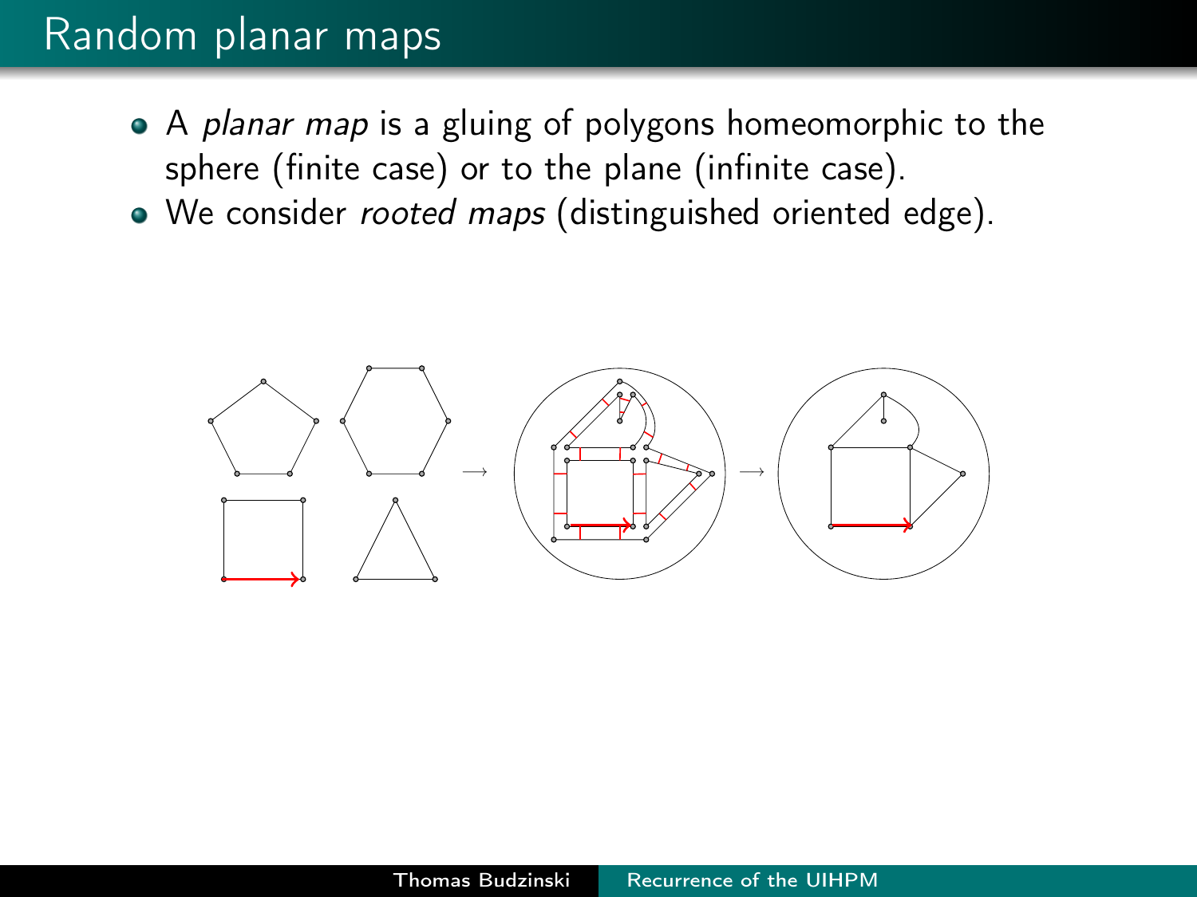# Random planar maps

- A *planar map* is a gluing of polygons homeomorphic to the sphere (finite case) or to the plane (infinite case).
- We consider *rooted maps* (distinguished oriented edge).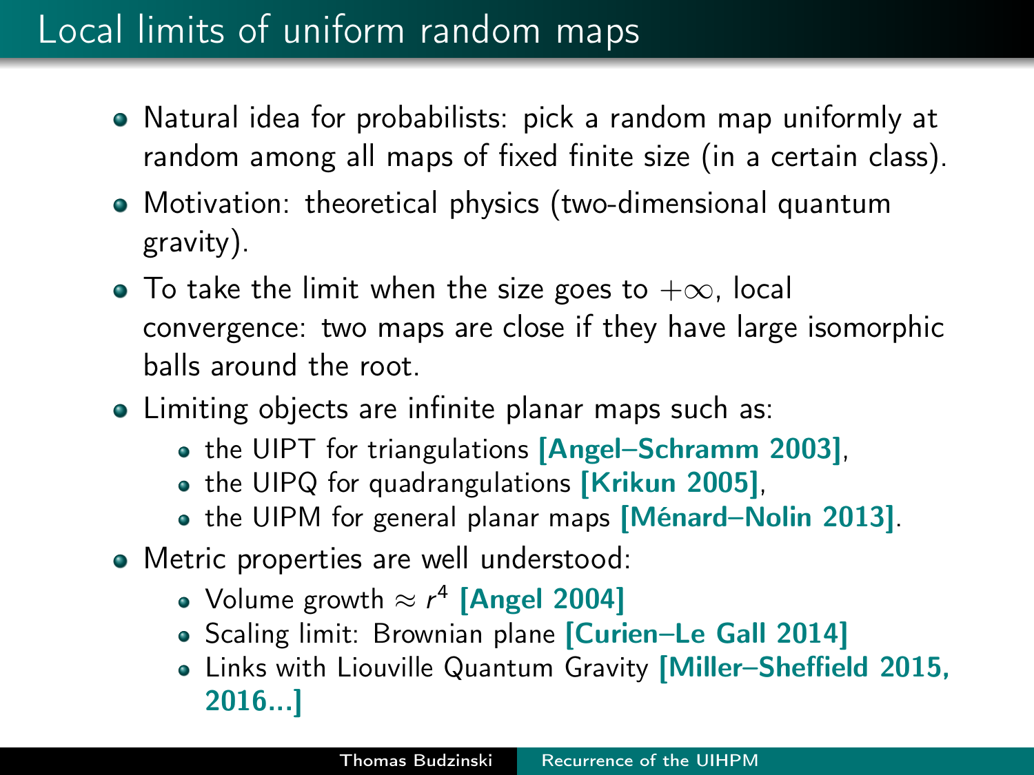# Local limits of uniform random maps

- Natural idea for probabilists: pick a random map uniformly at random among all maps of fixed finite size (in a certain class).
- Motivation: theoretical physics (two-dimensional quantum gravity).
- To take the limit when the size goes to $+\infty$, local convergence: two maps are close if they have large isomorphic balls around the root.
- Limiting objects are infinite planar maps such as:
  - the UIPT for triangulations **[Angel–Schramm 2003]**,
  - the UIPQ for quadrangulations **[Krikun 2005]**,
  - the UIPM for general planar maps **[Ménard–Nolin 2013]**.
- Metric properties are well understood:
  - Volume growth $\approx r^4$ **[Angel 2004]**
  - Scaling limit: Brownian plane **[Curien–Le Gall 2014]**
  - Links with Liouville Quantum Gravity **[Miller–Sheffield 2015, 2016...]**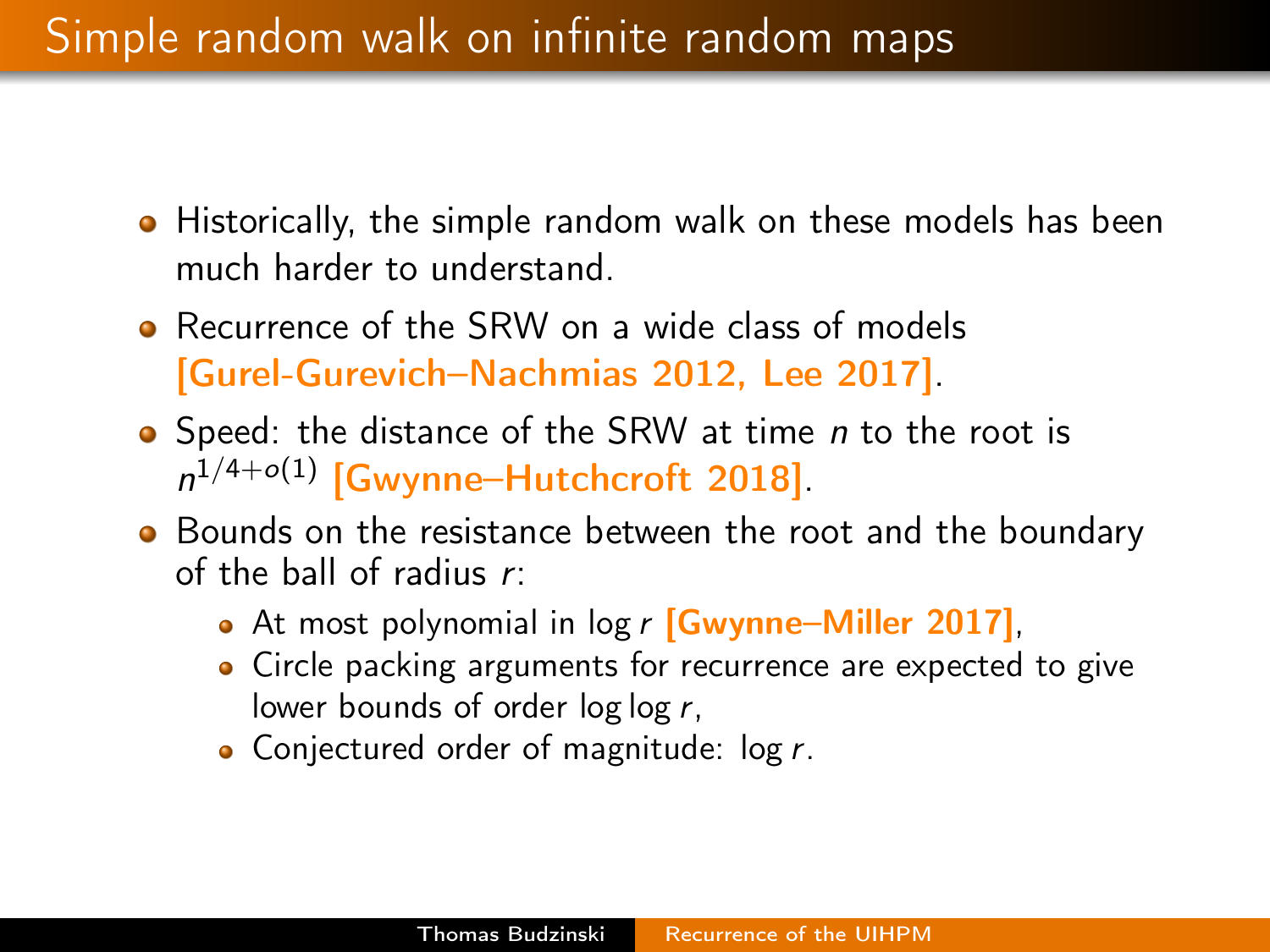# Simple random walk on infinite random maps

- Historically, the simple random walk on these models has been much harder to understand.
- Recurrence of the SRW on a wide class of models **[Gurel-Gurevich–Nachmias 2012, Lee 2017]**.
- Speed: the distance of the SRW at time $n$ to the root is $n^{1/4+o(1)}$ **[Gwynne–Hutchcroft 2018]**.
- Bounds on the resistance between the root and the boundary of the ball of radius $r$:
  - At most polynomial in $\log r$ **[Gwynne–Miller 2017]**,
  - Circle packing arguments for recurrence are expected to give lower bounds of order $\log \log r$,
  - Conjectured order of magnitude: $\log r$.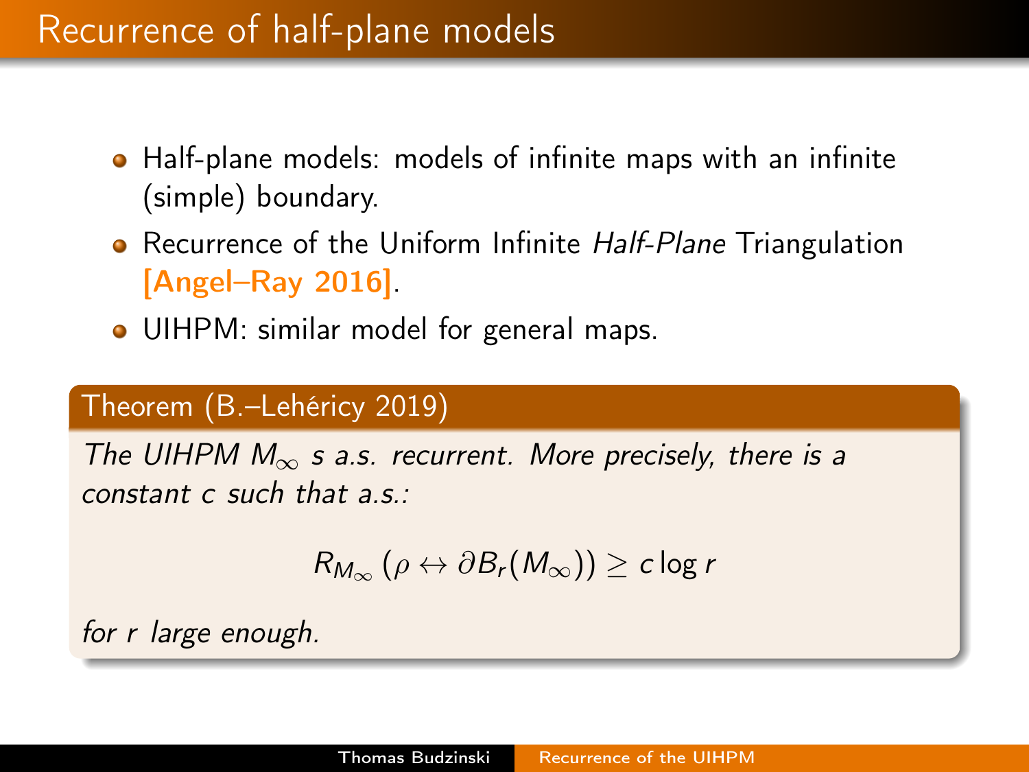# Recurrence of half-plane models

- Half-plane models: models of infinite maps with an infinite (simple) boundary.
- Recurrence of the Uniform Infinite *Half-Plane* Triangulation **[Angel–Ray 2016]**.
- UIHPM: similar model for general maps.

**Theorem (B.–Lehéricy 2019)**

*The UIHPM $M_\infty$ s a.s. recurrent. More precisely, there is a constant $c$ such that a.s.:*

$$R_{M_\infty}(\rho \leftrightarrow \partial B_r(M_\infty)) \geq c \log r$$

*for $r$ large enough.*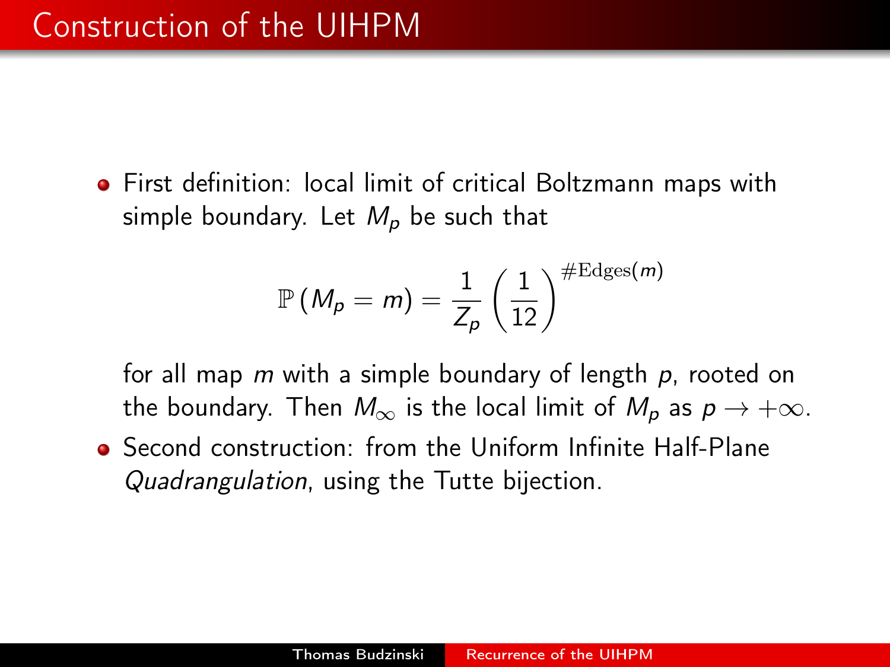# Construction of the UIHPM

- First definition: local limit of critical Boltzmann maps with simple boundary. Let $M_p$ be such that

$$\mathbb{P}\left(M_p = m\right) = \frac{1}{Z_p}\left(\frac{1}{12}\right)^{\#\text{Edges}(m)}$$

  for all map $m$ with a simple boundary of length $p$, rooted on the boundary. Then $M_\infty$ is the local limit of $M_p$ as $p \to +\infty$.

- Second construction: from the Uniform Infinite Half-Plane *Quadrangulation*, using the Tutte bijection.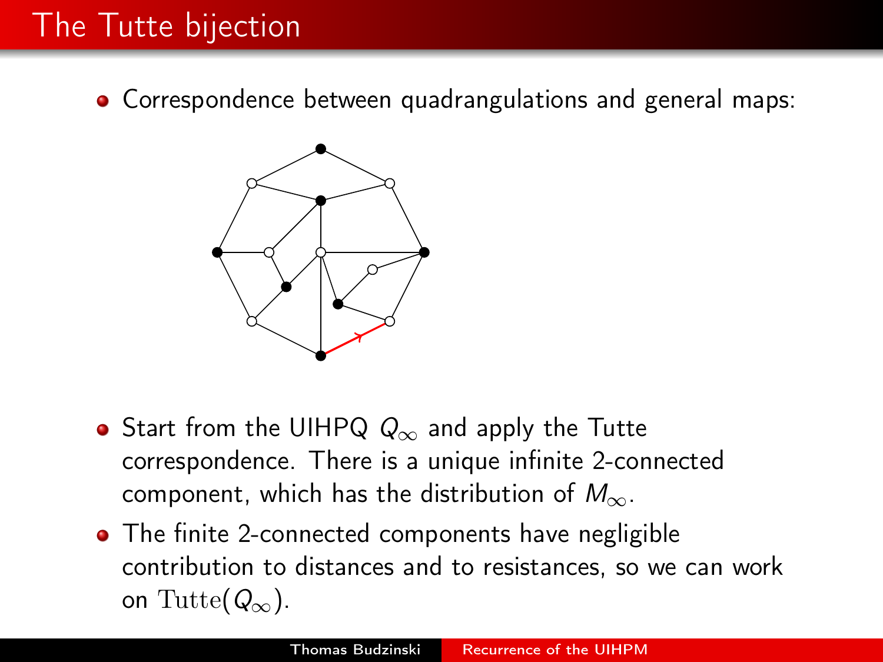# The Tutte bijection

- Correspondence between quadrangulations and general maps:

- Start from the UIHPQ $Q_\infty$ and apply the Tutte correspondence. There is a unique infinite 2-connected component, which has the distribution of $M_\infty$.
- The finite 2-connected components have negligible contribution to distances and to resistances, so we can work on $\mathrm{Tutte}(Q_\infty)$.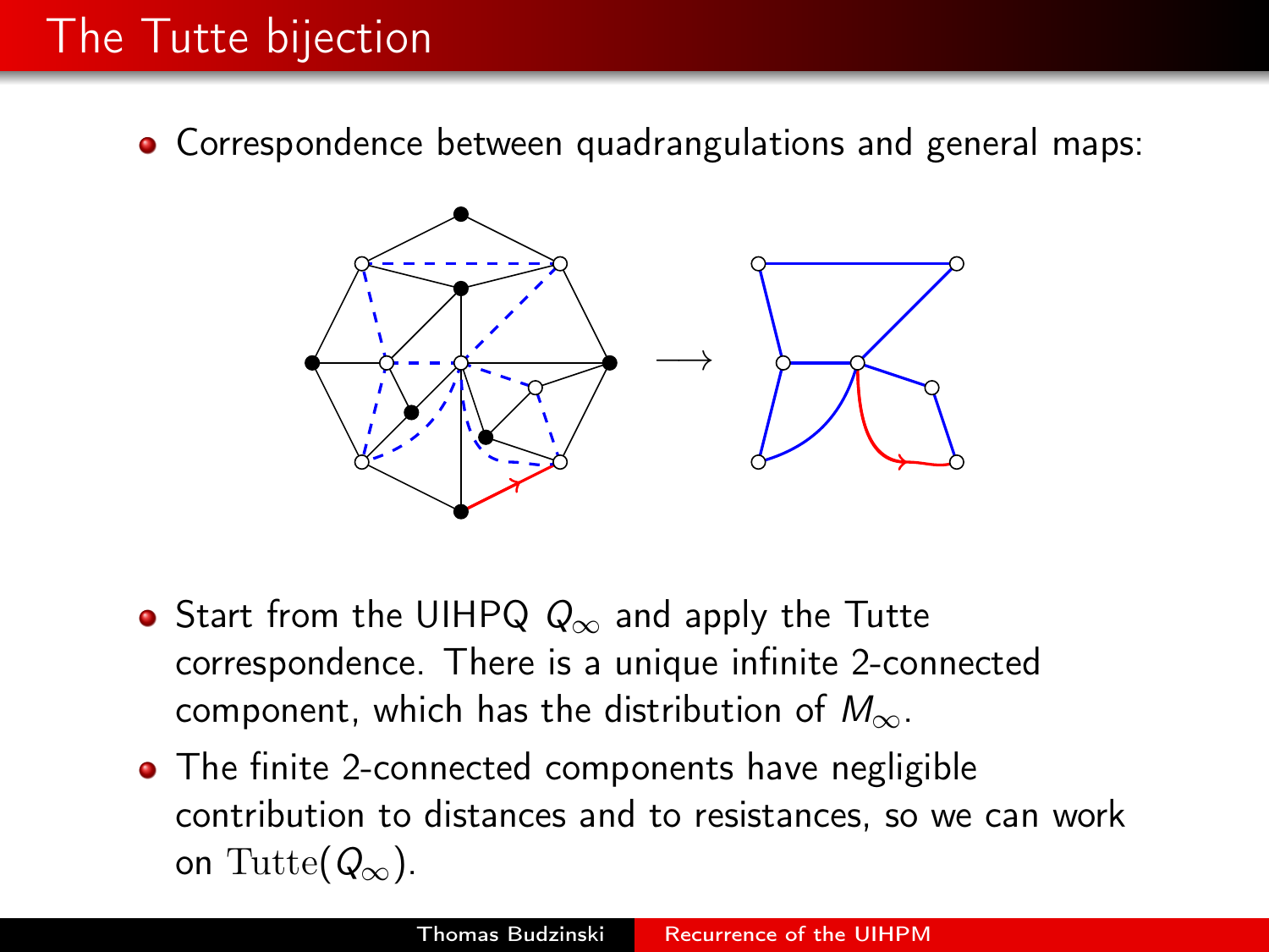# The Tutte bijection

- Correspondence between quadrangulations and general maps:

- Start from the UIHPQ $Q_\infty$ and apply the Tutte correspondence. There is a unique infinite 2-connected component, which has the distribution of $M_\infty$.
- The finite 2-connected components have negligible contribution to distances and to resistances, so we can work on $\mathrm{Tutte}(Q_\infty)$.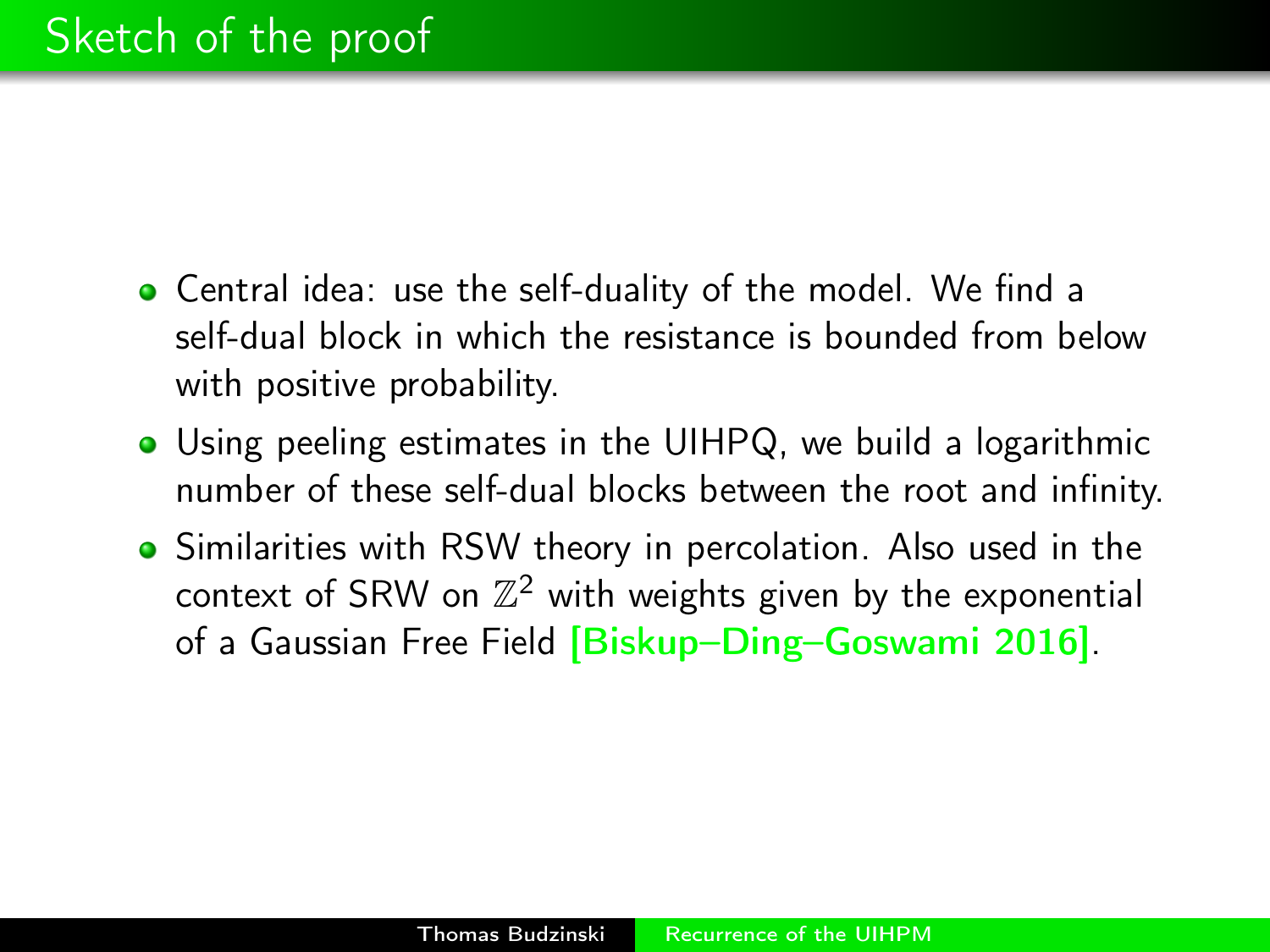# Sketch of the proof

- Central idea: use the self-duality of the model. We find a self-dual block in which the resistance is bounded from below with positive probability.
- Using peeling estimates in the UIHPQ, we build a logarithmic number of these self-dual blocks between the root and infinity.
- Similarities with RSW theory in percolation. Also used in the context of SRW on $\mathbb{Z}^2$ with weights given by the exponential of a Gaussian Free Field [Biskup–Ding–Goswami 2016].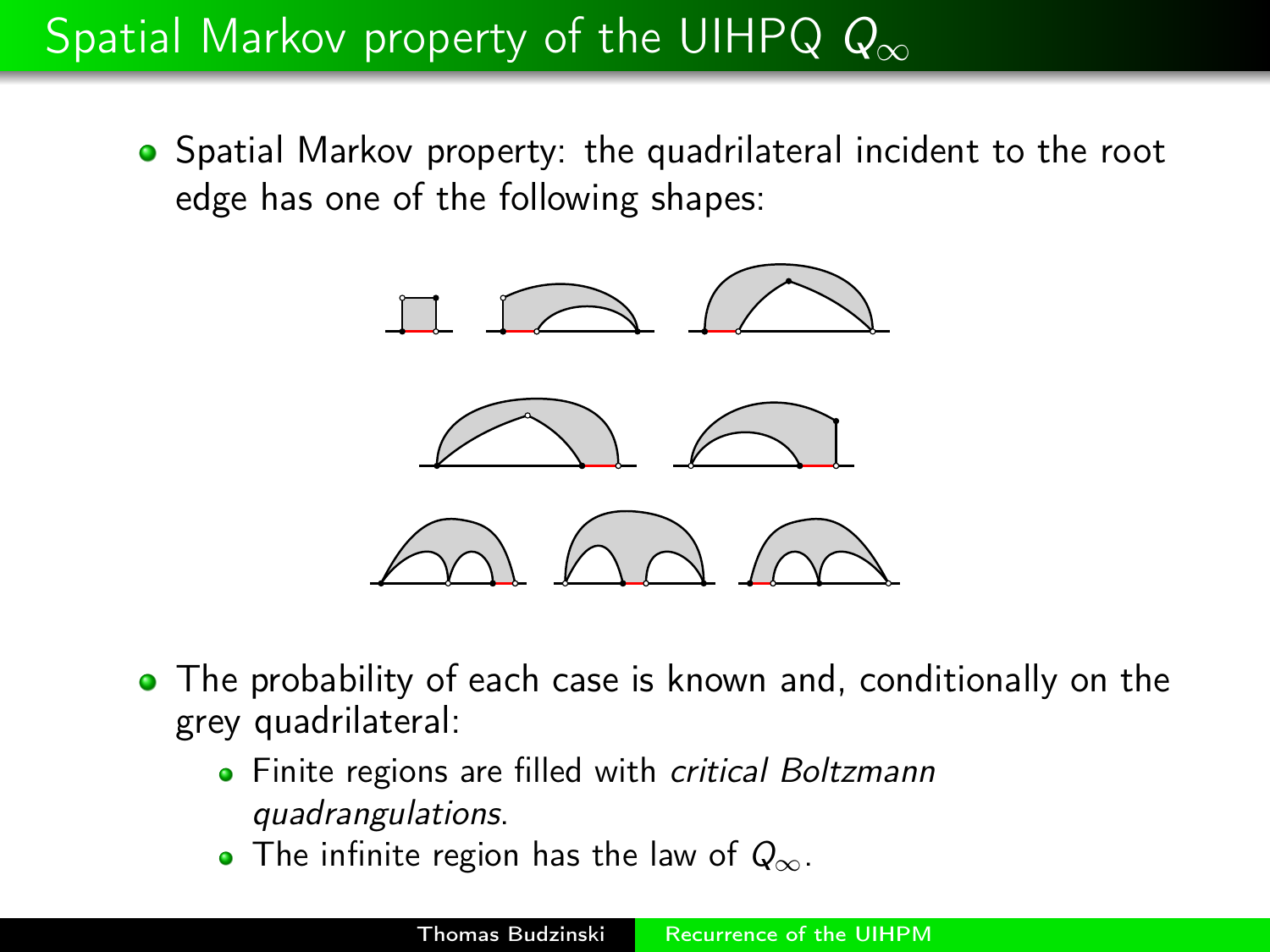# Spatial Markov property of the UIHPQ $Q_\infty$

- Spatial Markov property: the quadrilateral incident to the root edge has one of the following shapes:

- The probability of each case is known and, conditionally on the grey quadrilateral:
  - Finite regions are filled with *critical Boltzmann quadrangulations*.
  - The infinite region has the law of $Q_\infty$.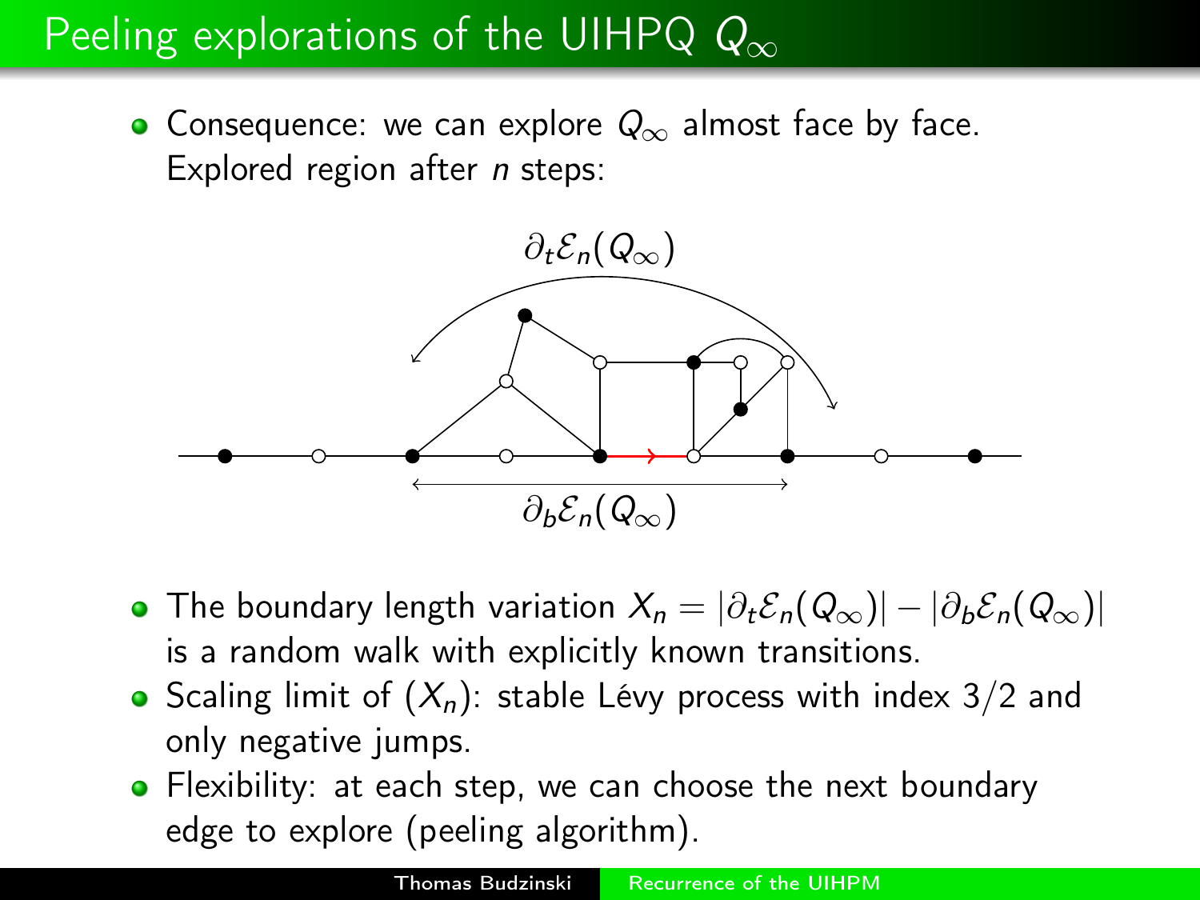# Peeling explorations of the UIHPQ $Q_\infty$

- Consequence: we can explore $Q_\infty$ almost face by face. Explored region after $n$ steps:

$\partial_t \mathcal{E}_n(Q_\infty)$

$\partial_b \mathcal{E}_n(Q_\infty)$

- The boundary length variation $X_n = |\partial_t \mathcal{E}_n(Q_\infty)| - |\partial_b \mathcal{E}_n(Q_\infty)|$ is a random walk with explicitly known transitions.
- Scaling limit of $(X_n)$: stable Lévy process with index $3/2$ and only negative jumps.
- Flexibility: at each step, we can choose the next boundary edge to explore (peeling algorithm).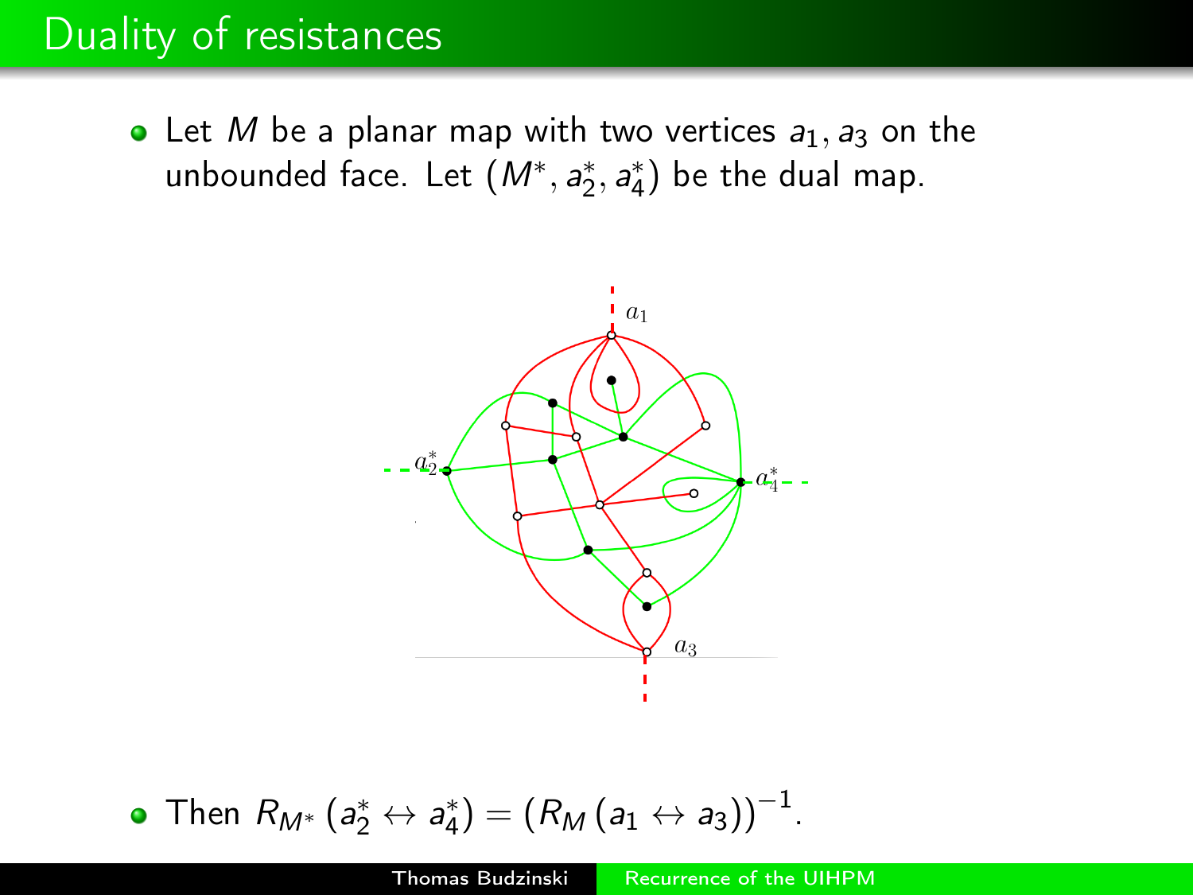# Duality of resistances

- Let $M$ be a planar map with two vertices $a_1, a_3$ on the unbounded face. Let $(M^*, a_2^*, a_4^*)$ be the dual map.

- Then $R_{M^*}(a_2^* \leftrightarrow a_4^*) = (R_M(a_1 \leftrightarrow a_3))^{-1}$.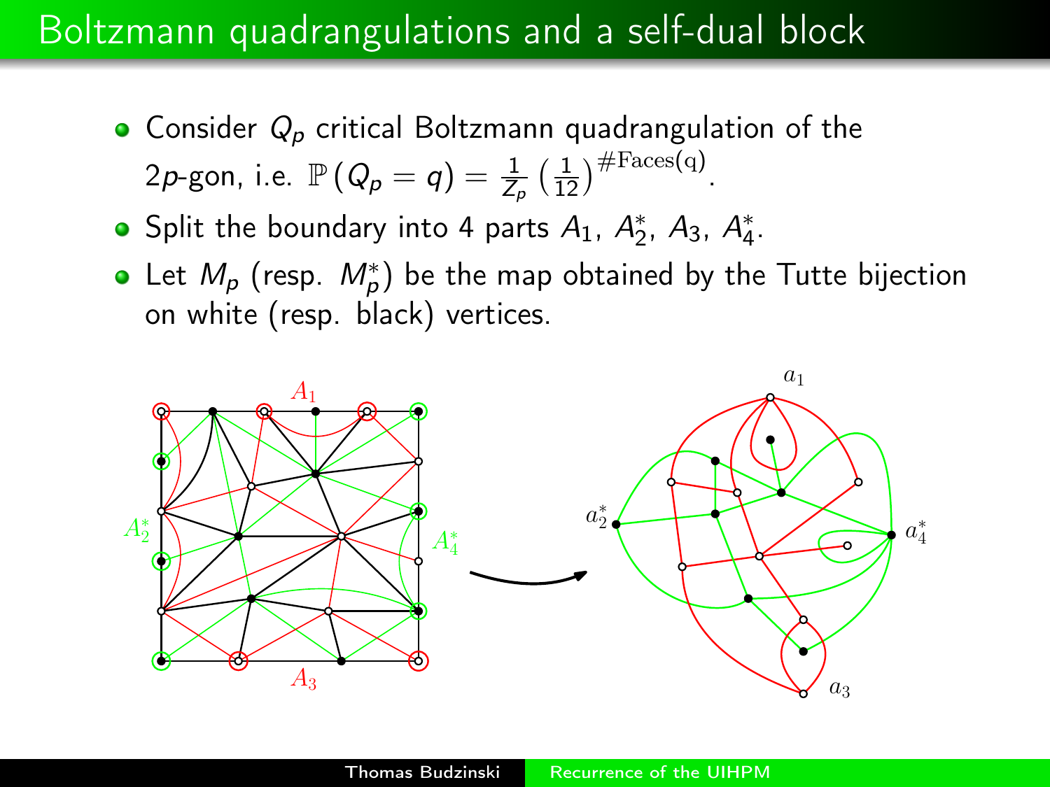# Boltzmann quadrangulations and a self-dual block

- Consider $Q_p$ critical Boltzmann quadrangulation of the $2p$-gon, i.e. $\mathbb{P}(Q_p = q) = \frac{1}{Z_p}\left(\frac{1}{12}\right)^{\#\text{Faces(q)}}$.
- Split the boundary into 4 parts $A_1$, $A_2^*$, $A_3$, $A_4^*$.
- Let $M_p$ (resp. $M_p^*$) be the map obtained by the Tutte bijection on white (resp. black) vertices.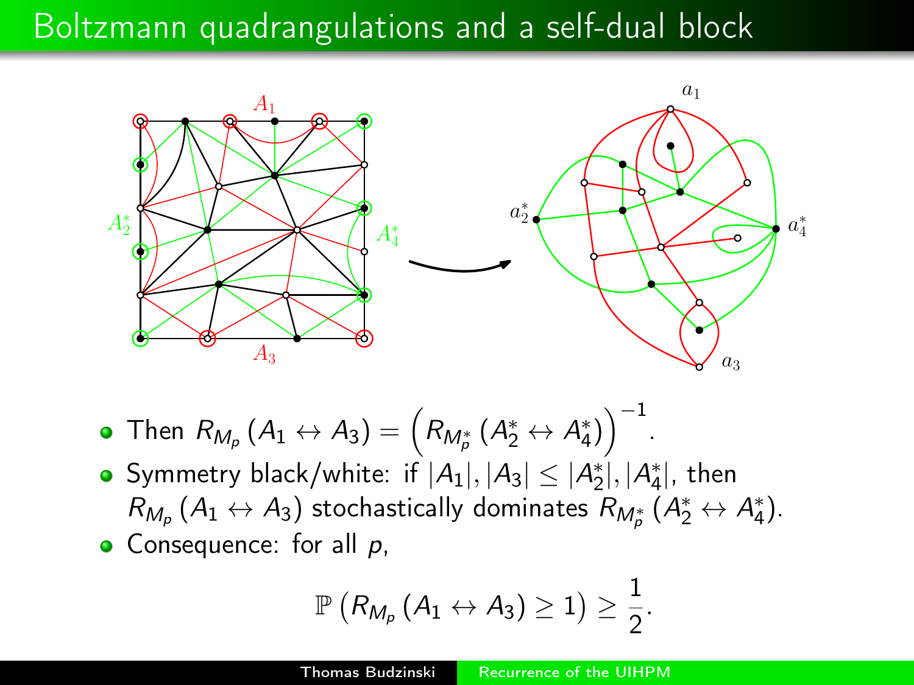# Boltzmann quadrangulations and a self-dual block

- Then $R_{M_p}(A_1 \leftrightarrow A_3) = \left(R_{M_p^*}(A_2^* \leftrightarrow A_4^*)\right)^{-1}$.
- Symmetry black/white: if $|A_1|, |A_3| \leq |A_2^*|, |A_4^*|$, then $R_{M_p}(A_1 \leftrightarrow A_3)$ stochastically dominates $R_{M_p^*}(A_2^* \leftrightarrow A_4^*)$.
- Consequence: for all $p$,

$$\mathbb{P}\left(R_{M_p}(A_1 \leftrightarrow A_3) \geq 1\right) \geq \frac{1}{2}.$$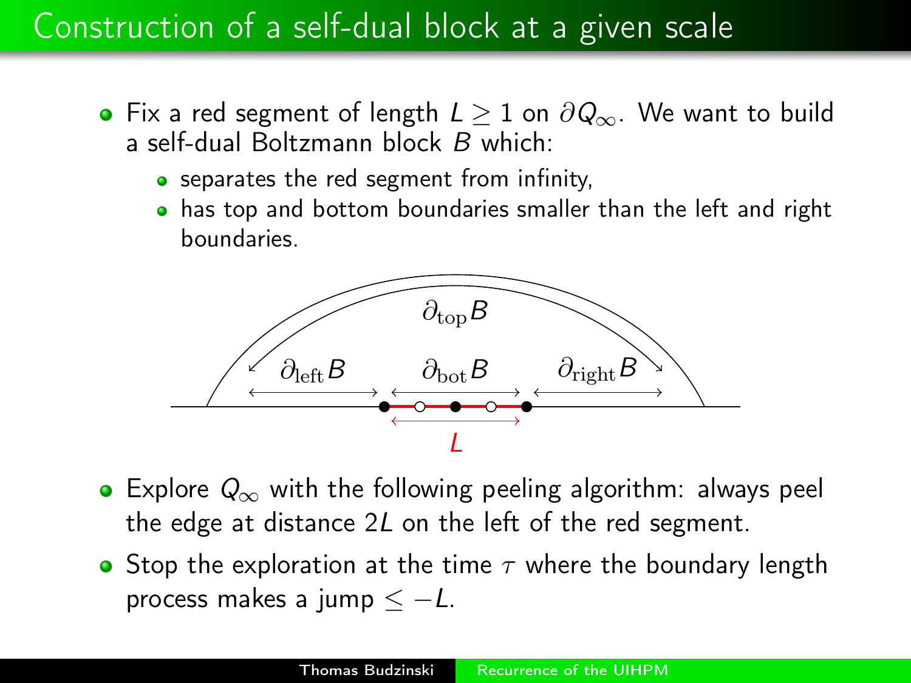# Construction of a self-dual block at a given scale

- Fix a red segment of length $L \geq 1$ on $\partial Q_\infty$. We want to build a self-dual Boltzmann block $B$ which:
  - separates the red segment from infinity,
  - has top and bottom boundaries smaller than the left and right boundaries.

- Explore $Q_\infty$ with the following peeling algorithm: always peel the edge at distance $2L$ on the left of the red segment.
- Stop the exploration at the time $\tau$ where the boundary length process makes a jump $\leq -L$.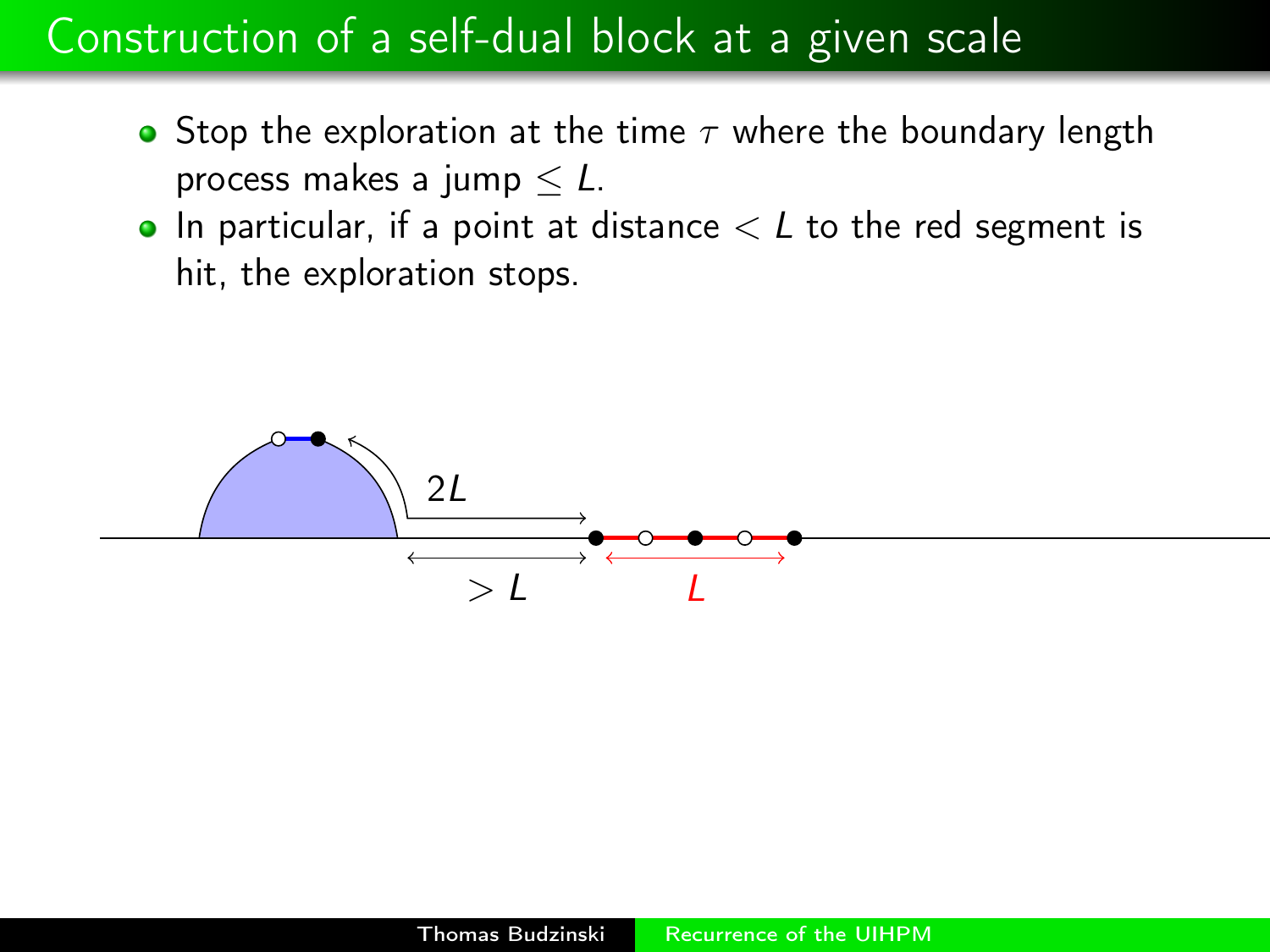# Construction of a self-dual block at a given scale

- Stop the exploration at the time $\tau$ where the boundary length process makes a jump $\leq L$.
- In particular, if a point at distance $< L$ to the red segment is hit, the exploration stops.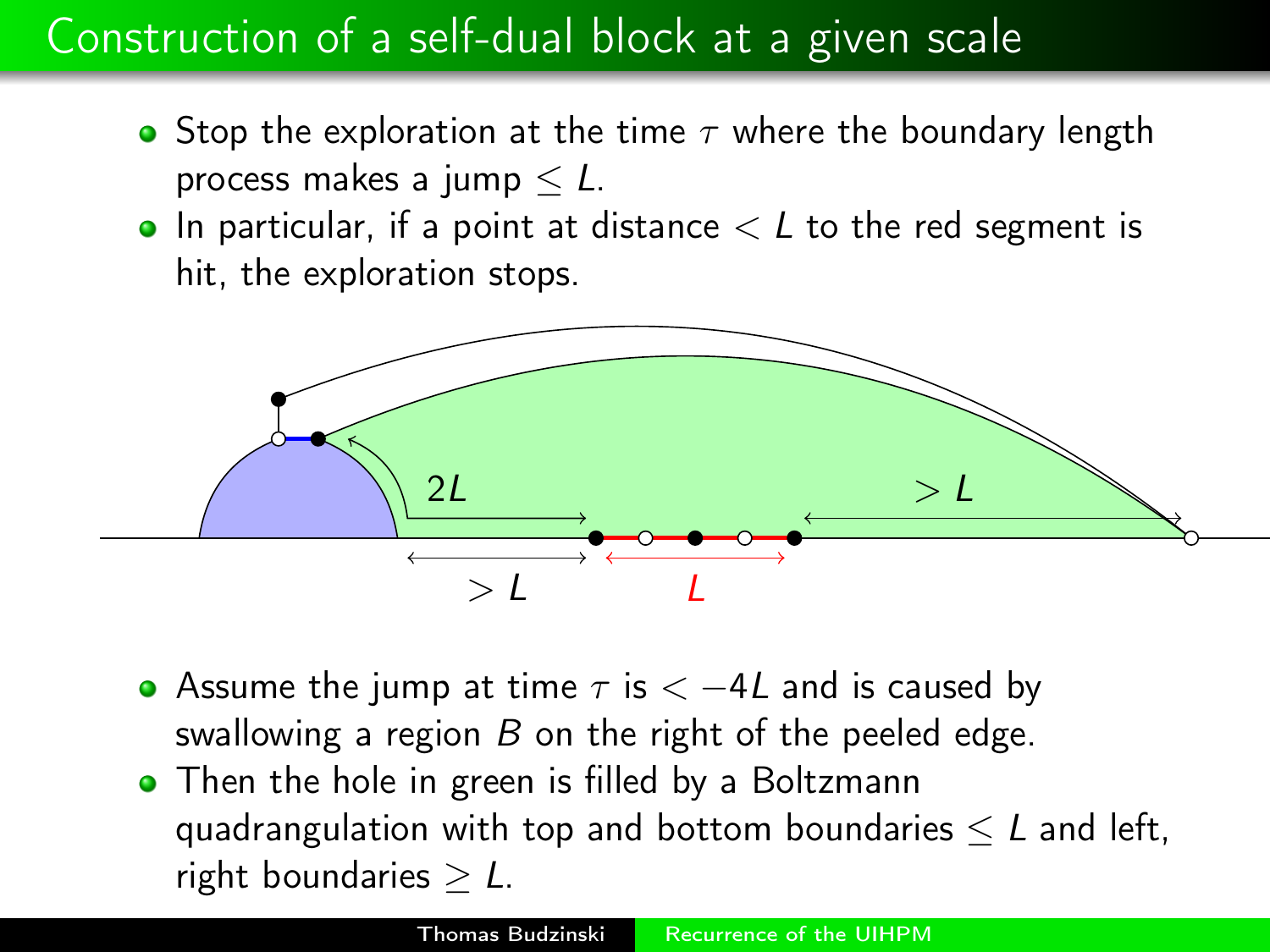# Construction of a self-dual block at a given scale

- Stop the exploration at the time $\tau$ where the boundary length process makes a jump $\leq L$.
- In particular, if a point at distance $< L$ to the red segment is hit, the exploration stops.

- Assume the jump at time $\tau$ is $< -4L$ and is caused by swallowing a region $B$ on the right of the peeled edge.
- Then the hole in green is filled by a Boltzmann quadrangulation with top and bottom boundaries $\leq L$ and left, right boundaries $\geq L$.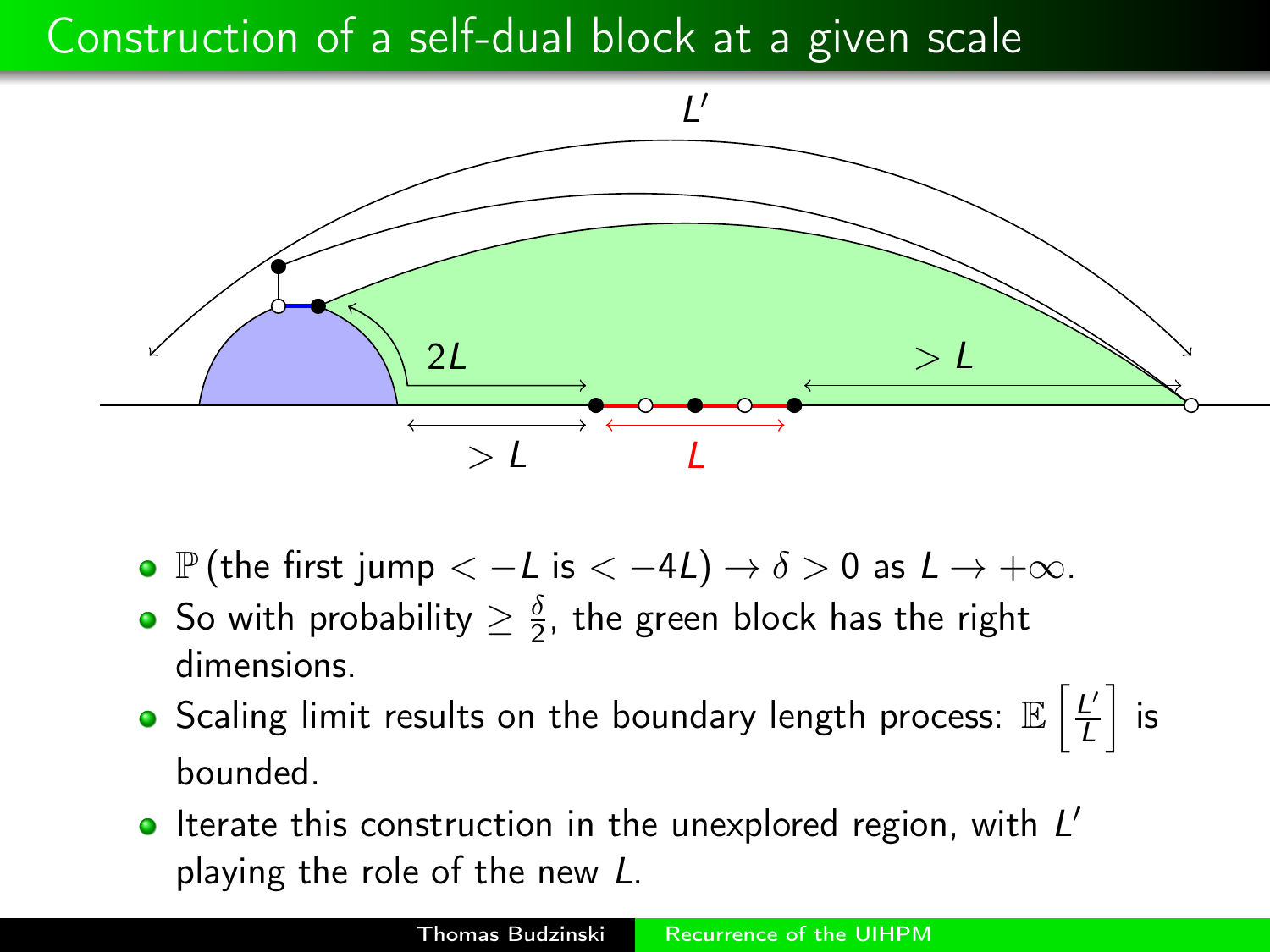# Construction of a self-dual block at a given scale

- $\mathbb{P}$ (the first jump $< -L$ is $< -4L$) $\to \delta > 0$ as $L \to +\infty$.
- So with probability $\geq \frac{\delta}{2}$, the green block has the right dimensions.
- Scaling limit results on the boundary length process: $\mathbb{E}\left[\frac{L'}{L}\right]$ is bounded.
- Iterate this construction in the unexplored region, with $L'$ playing the role of the new $L$.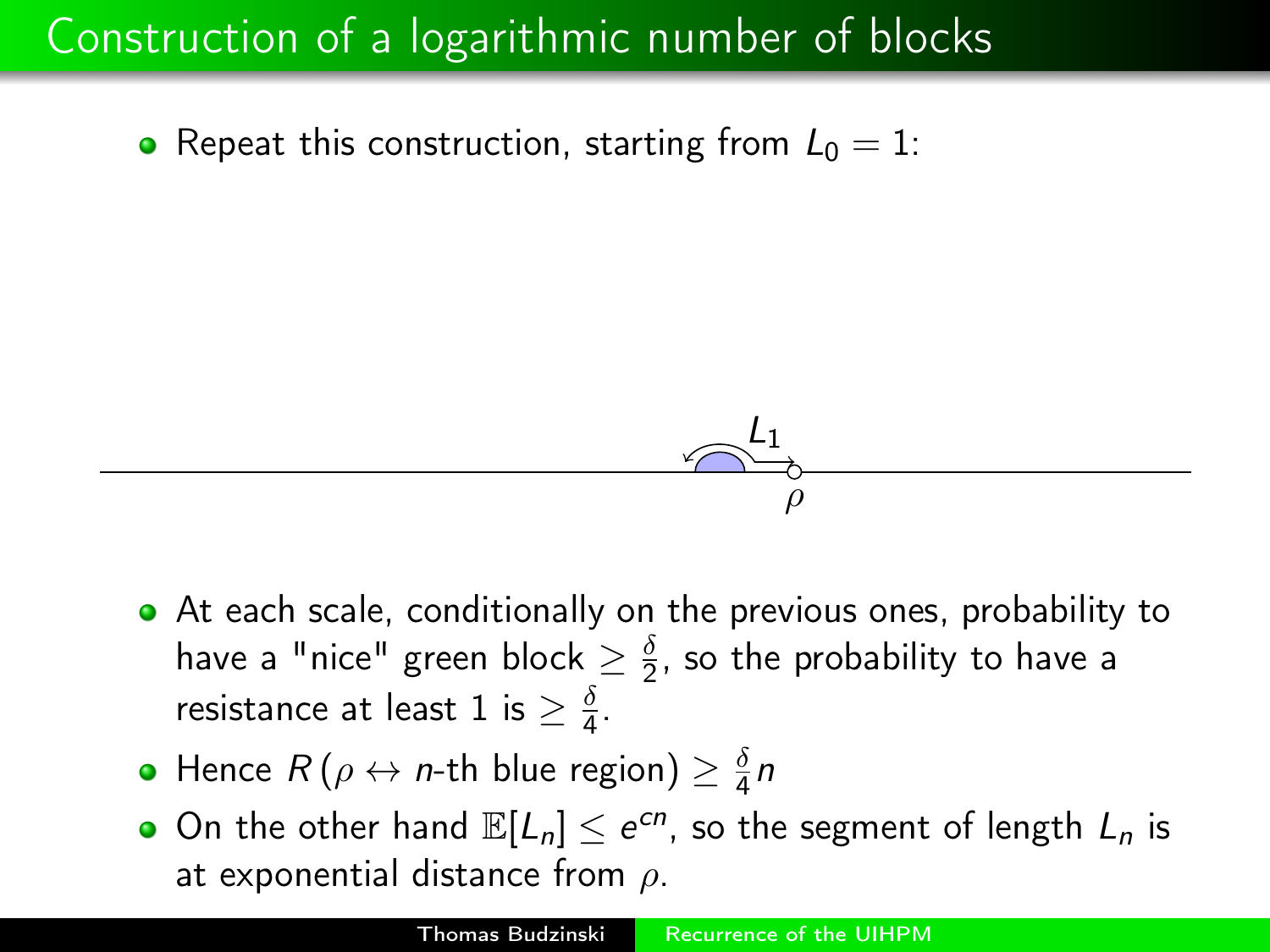# Construction of a logarithmic number of blocks

- Repeat this construction, starting from $L_0 = 1$:

- At each scale, conditionally on the previous ones, probability to have a "nice" green block $\geq \frac{\delta}{2}$, so the probability to have a resistance at least 1 is $\geq \frac{\delta}{4}$.
- Hence $R\left(\rho \leftrightarrow n\text{-th blue region}\right) \geq \frac{\delta}{4} n$
- On the other hand $\mathbb{E}[L_n] \leq e^{cn}$, so the segment of length $L_n$ is at exponential distance from $\rho$.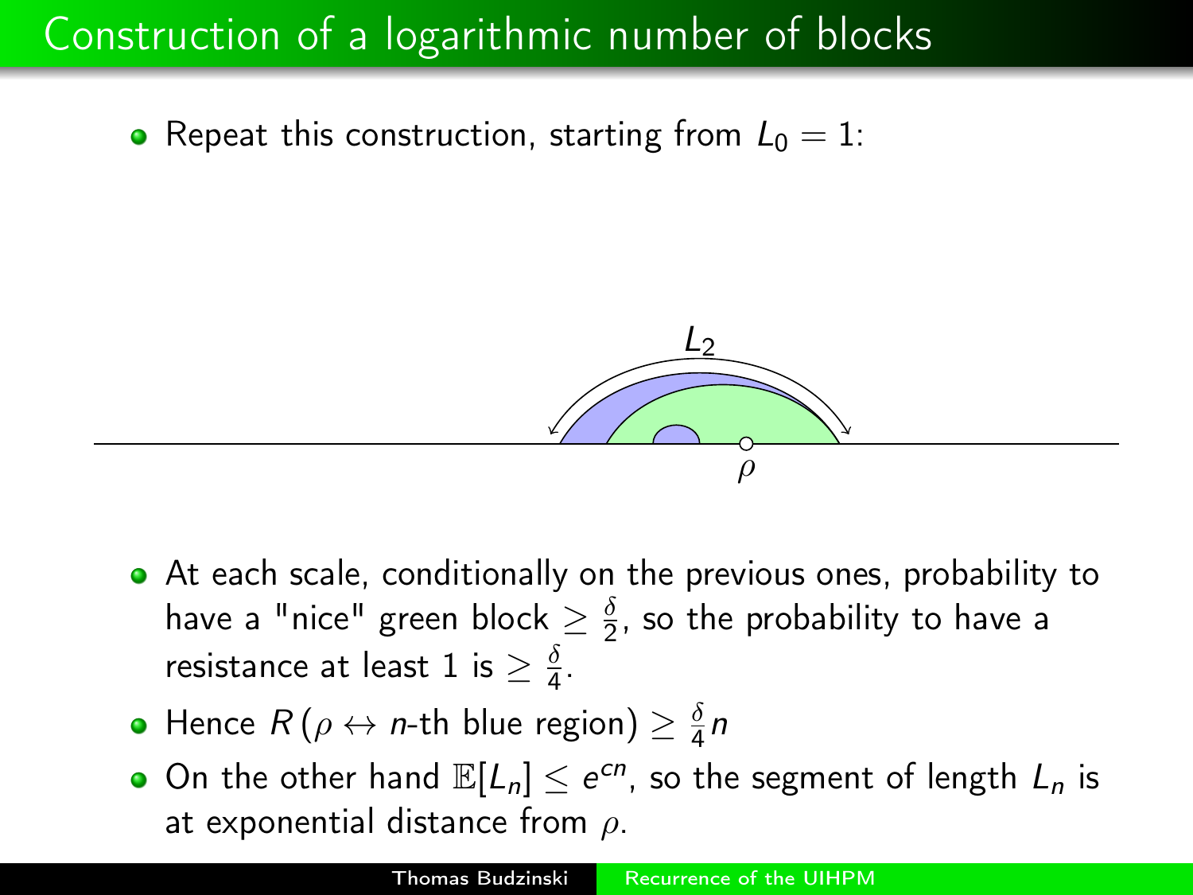# Construction of a logarithmic number of blocks

- Repeat this construction, starting from $L_0 = 1$:

- At each scale, conditionally on the previous ones, probability to have a "nice" green block $\geq \frac{\delta}{2}$, so the probability to have a resistance at least 1 is $\geq \frac{\delta}{4}$.
- Hence $R\left(\rho \leftrightarrow n\text{-th blue region}\right) \geq \frac{\delta}{4} n$
- On the other hand $\mathbb{E}[L_n] \leq e^{cn}$, so the segment of length $L_n$ is at exponential distance from $\rho$.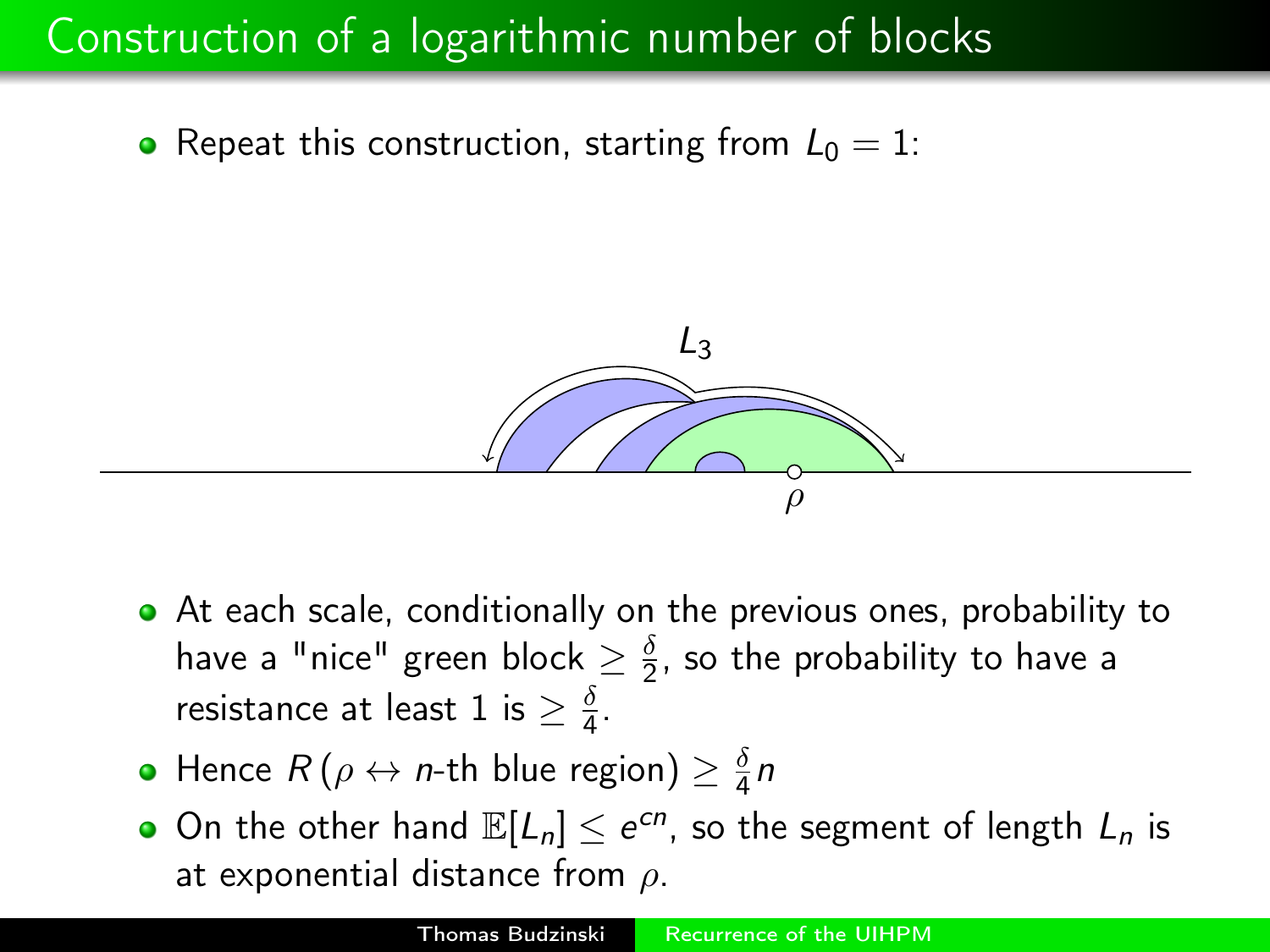# Construction of a logarithmic number of blocks

- Repeat this construction, starting from $L_0 = 1$:

- At each scale, conditionally on the previous ones, probability to have a "nice" green block $\geq \frac{\delta}{2}$, so the probability to have a resistance at least 1 is $\geq \frac{\delta}{4}$.
- Hence $R\left(\rho \leftrightarrow n\text{-th blue region}\right) \geq \frac{\delta}{4} n$
- On the other hand $\mathbb{E}[L_n] \leq e^{cn}$, so the segment of length $L_n$ is at exponential distance from $\rho$.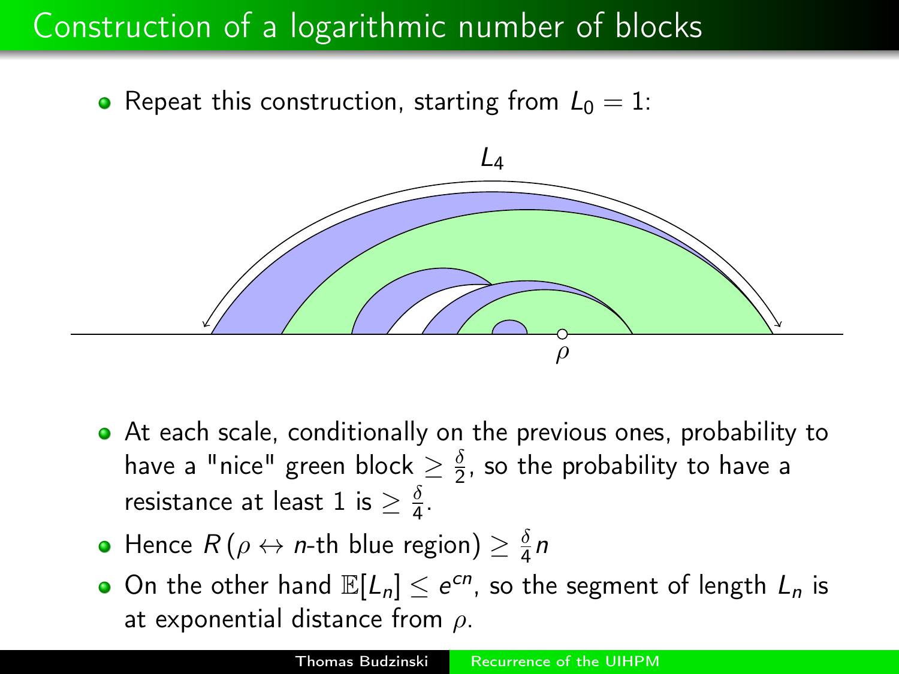# Construction of a logarithmic number of blocks

- Repeat this construction, starting from $L_0 = 1$:

- At each scale, conditionally on the previous ones, probability to have a "nice" green block $\geq \frac{\delta}{2}$, so the probability to have a resistance at least 1 is $\geq \frac{\delta}{4}$.
- Hence $R\left(\rho \leftrightarrow n\text{-th blue region}\right) \geq \frac{\delta}{4} n$
- On the other hand $\mathbb{E}[L_n] \leq e^{cn}$, so the segment of length $L_n$ is at exponential distance from $\rho$.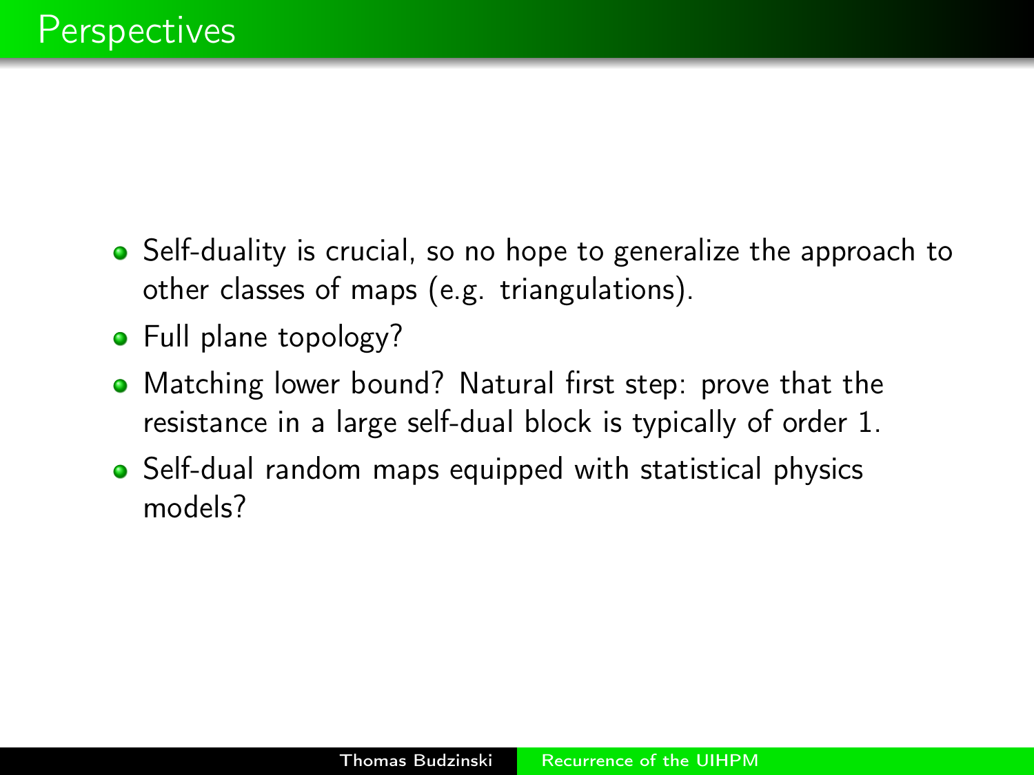# Perspectives

- Self-duality is crucial, so no hope to generalize the approach to other classes of maps (e.g. triangulations).
- Full plane topology?
- Matching lower bound? Natural first step: prove that the resistance in a large self-dual block is typically of order 1.
- Self-dual random maps equipped with statistical physics models?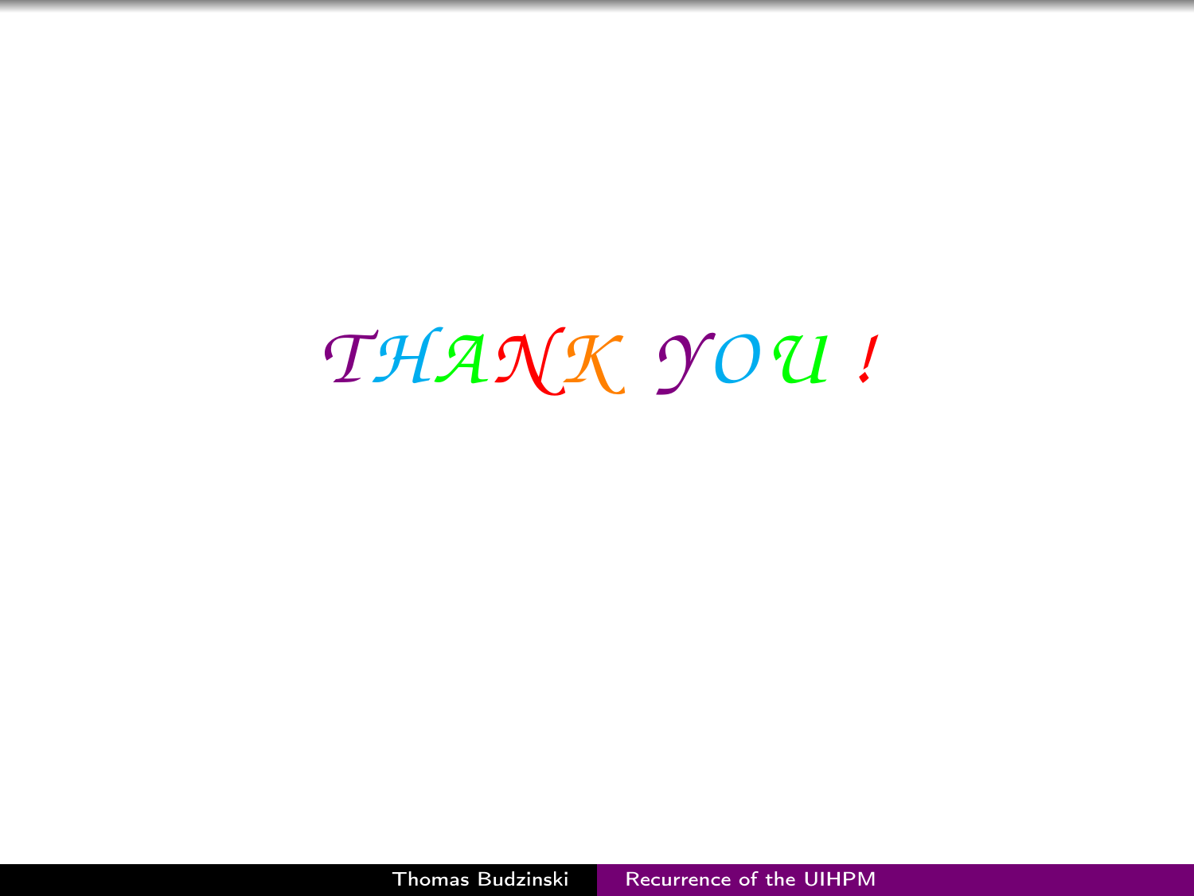*THANK YOU !*